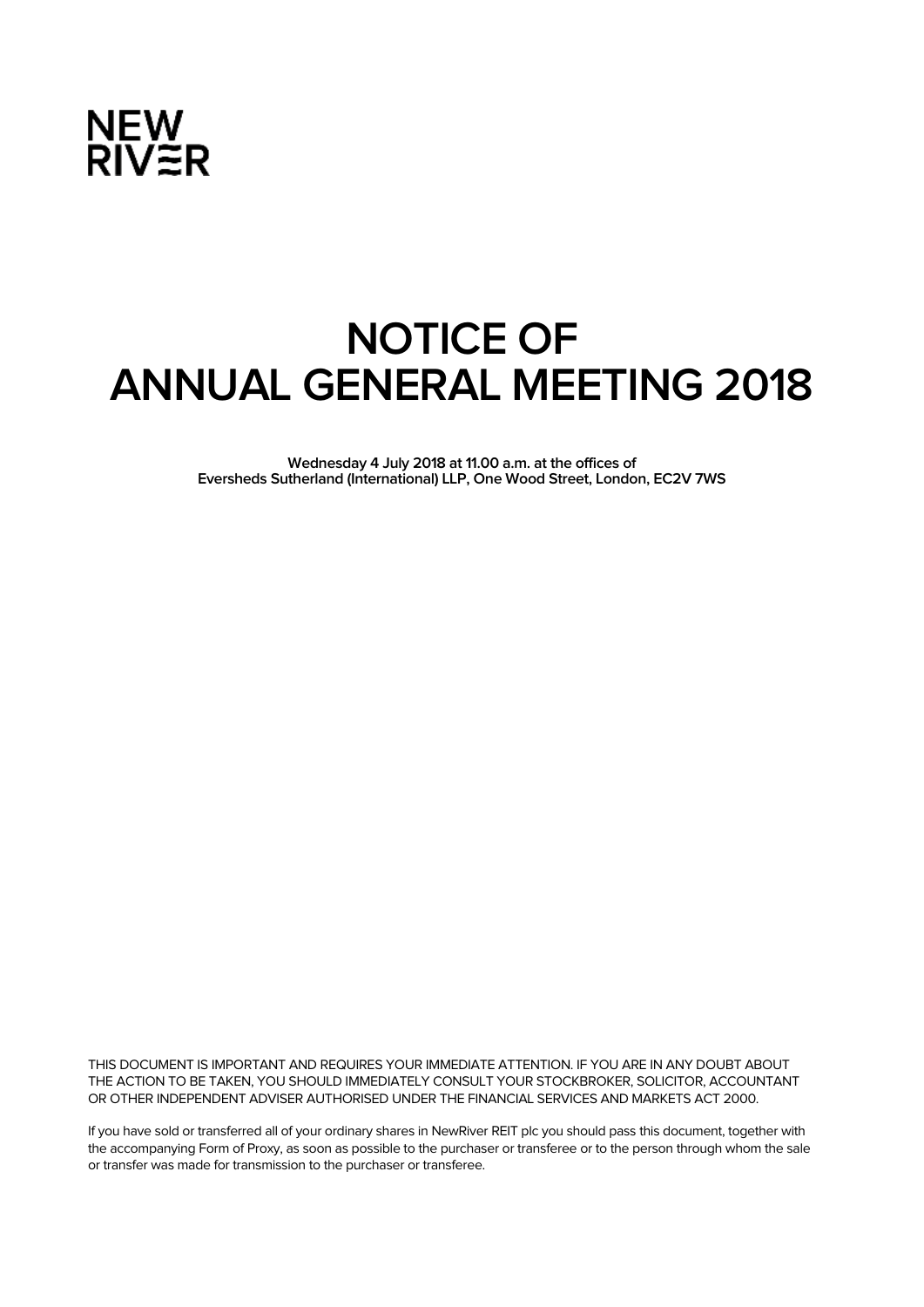NEW RIVER

# NOTICE OF ANNUAL GENERAL MEETING 2018

**Wednesday 4 July 2018 at 11.00 a.m. at the offices of Eversheds Sutherland (International) LLP, One Wood Street, London, EC2V 7WS**

THIS DOCUMENT IS IMPORTANT AND REQUIRES YOUR IMMEDIATE ATTENTION. IF YOU ARE IN ANY DOUBT ABOUT THE ACTION TO BE TAKEN, YOU SHOULD IMMEDIATELY CONSULT YOUR STOCKBROKER, SOLICITOR, ACCOUNTANT OR OTHER INDEPENDENT ADVISER AUTHORISED UNDER THE FINANCIAL SERVICES AND MARKETS ACT 2000.

If you have sold or transferred all of your ordinary shares in NewRiver REIT plc you should pass this document, together with the accompanying Form of Proxy, as soon as possible to the purchaser or transferee or to the person through whom the sale or transfer was made for transmission to the purchaser or transferee.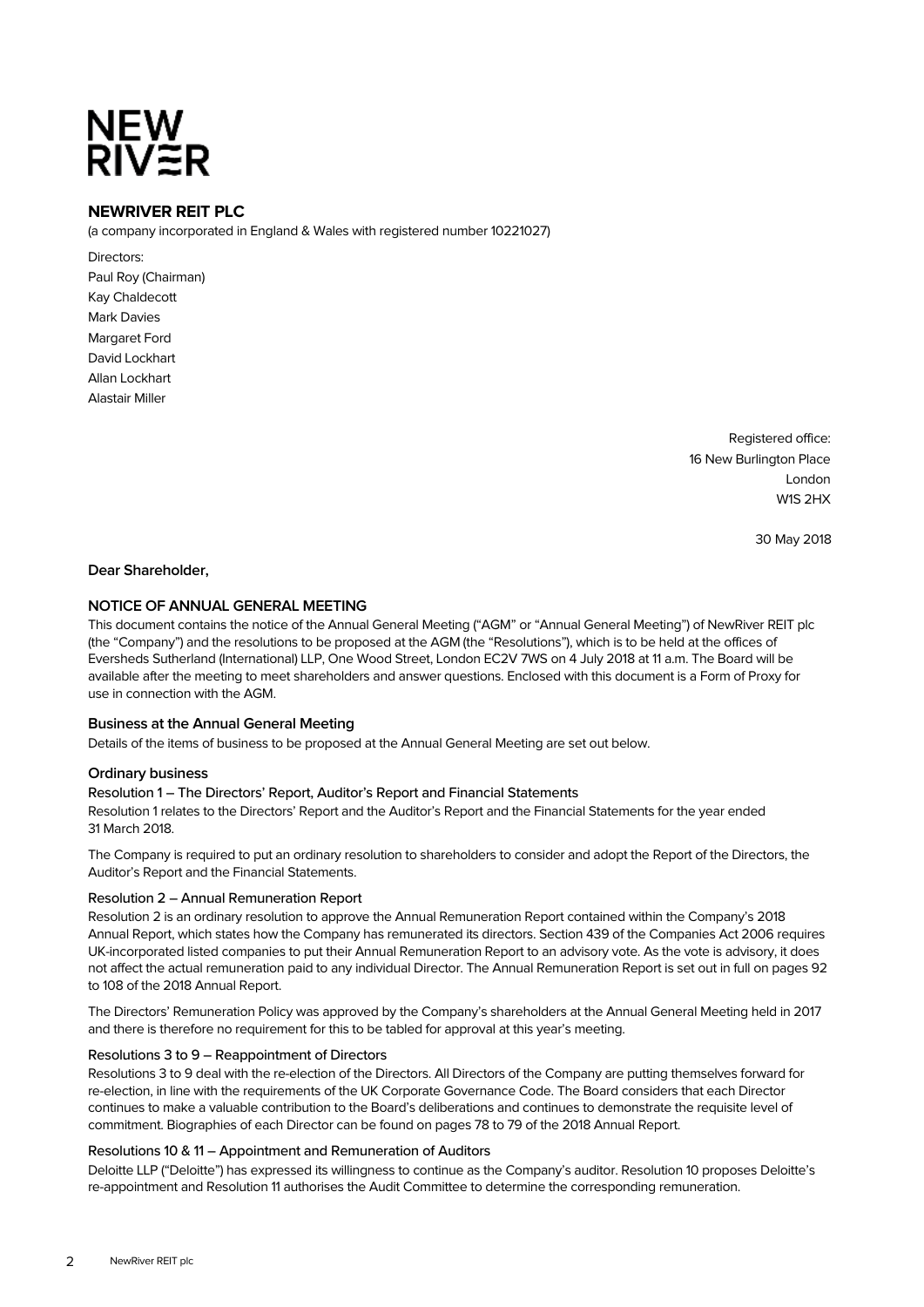NEW
RIVER

## NEWRIVER REIT PLC

(a company incorporated in England & Wales with registered number 10221027)

Directors:
Paul Roy (Chairman)
Kay Chaldecott
Mark Davies
Margaret Ford
David Lockhart
Allan Lockhart
Alastair Miller

Registered office:
16 New Burlington Place
London
W1S 2HX

30 May 2018

**Dear Shareholder,**

### NOTICE OF ANNUAL GENERAL MEETING

This document contains the notice of the Annual General Meeting ("AGM" or "Annual General Meeting") of NewRiver REIT plc (the "Company") and the resolutions to be proposed at the AGM (the "Resolutions"), which is to be held at the offices of Eversheds Sutherland (International) LLP, One Wood Street, London EC2V 7WS on 4 July 2018 at 11 a.m. The Board will be available after the meeting to meet shareholders and answer questions. Enclosed with this document is a Form of Proxy for use in connection with the AGM.

### Business at the Annual General Meeting

Details of the items of business to be proposed at the Annual General Meeting are set out below.

### Ordinary business

#### Resolution 1 – The Directors' Report, Auditor's Report and Financial Statements

Resolution 1 relates to the Directors' Report and the Auditor's Report and the Financial Statements for the year ended 31 March 2018.

The Company is required to put an ordinary resolution to shareholders to consider and adopt the Report of the Directors, the Auditor's Report and the Financial Statements.

#### Resolution 2 – Annual Remuneration Report

Resolution 2 is an ordinary resolution to approve the Annual Remuneration Report contained within the Company's 2018 Annual Report, which states how the Company has remunerated its directors. Section 439 of the Companies Act 2006 requires UK-incorporated listed companies to put their Annual Remuneration Report to an advisory vote. As the vote is advisory, it does not affect the actual remuneration paid to any individual Director. The Annual Remuneration Report is set out in full on pages 92 to 108 of the 2018 Annual Report.

The Directors' Remuneration Policy was approved by the Company's shareholders at the Annual General Meeting held in 2017 and there is therefore no requirement for this to be tabled for approval at this year's meeting.

#### Resolutions 3 to 9 – Reappointment of Directors

Resolutions 3 to 9 deal with the re-election of the Directors. All Directors of the Company are putting themselves forward for re-election, in line with the requirements of the UK Corporate Governance Code. The Board considers that each Director continues to make a valuable contribution to the Board's deliberations and continues to demonstrate the requisite level of commitment. Biographies of each Director can be found on pages 78 to 79 of the 2018 Annual Report.

#### Resolutions 10 & 11 – Appointment and Remuneration of Auditors

Deloitte LLP ("Deloitte") has expressed its willingness to continue as the Company's auditor. Resolution 10 proposes Deloitte's re-appointment and Resolution 11 authorises the Audit Committee to determine the corresponding remuneration.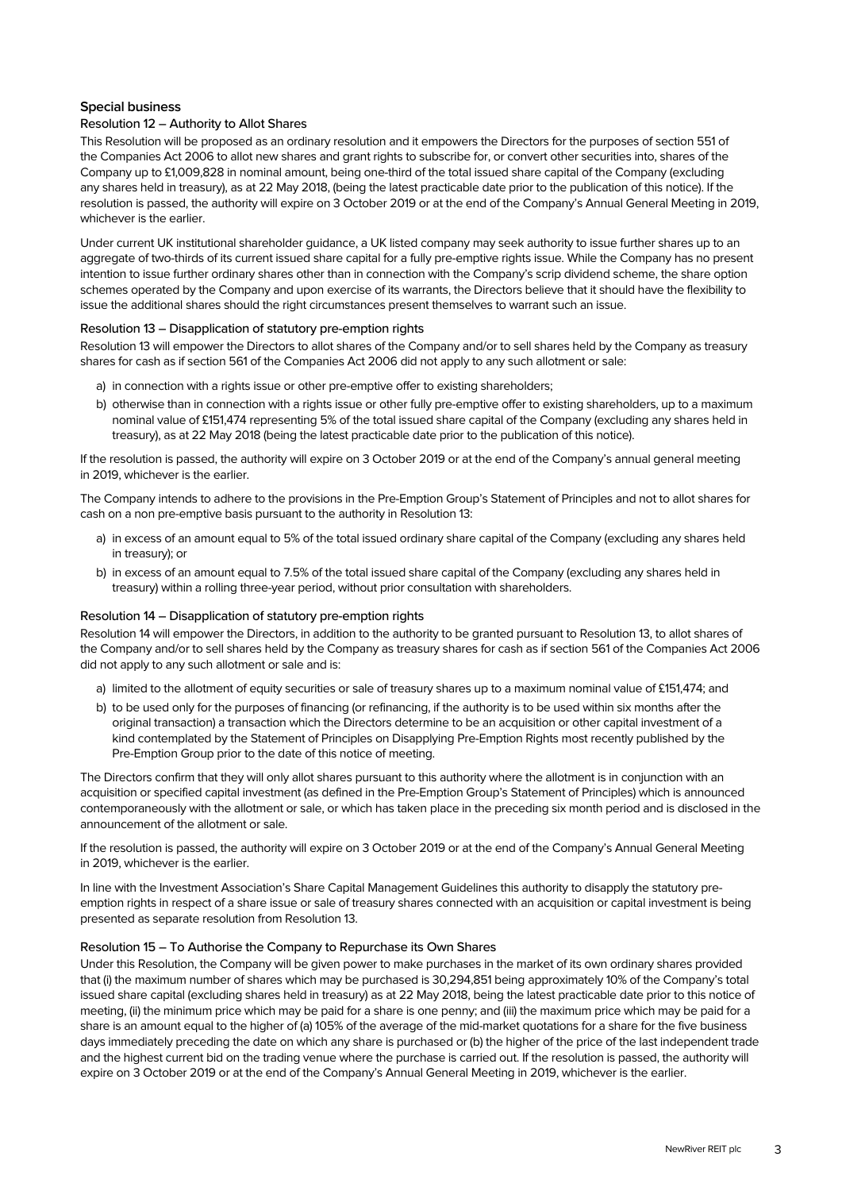## Special business

### Resolution 12 – Authority to Allot Shares

This Resolution will be proposed as an ordinary resolution and it empowers the Directors for the purposes of section 551 of the Companies Act 2006 to allot new shares and grant rights to subscribe for, or convert other securities into, shares of the Company up to £1,009,828 in nominal amount, being one-third of the total issued share capital of the Company (excluding any shares held in treasury), as at 22 May 2018, (being the latest practicable date prior to the publication of this notice). If the resolution is passed, the authority will expire on 3 October 2019 or at the end of the Company's Annual General Meeting in 2019, whichever is the earlier.

Under current UK institutional shareholder guidance, a UK listed company may seek authority to issue further shares up to an aggregate of two-thirds of its current issued share capital for a fully pre-emptive rights issue. While the Company has no present intention to issue further ordinary shares other than in connection with the Company's scrip dividend scheme, the share option schemes operated by the Company and upon exercise of its warrants, the Directors believe that it should have the flexibility to issue the additional shares should the right circumstances present themselves to warrant such an issue.

### Resolution 13 – Disapplication of statutory pre-emption rights

Resolution 13 will empower the Directors to allot shares of the Company and/or to sell shares held by the Company as treasury shares for cash as if section 561 of the Companies Act 2006 did not apply to any such allotment or sale:

a) in connection with a rights issue or other pre-emptive offer to existing shareholders;
b) otherwise than in connection with a rights issue or other fully pre-emptive offer to existing shareholders, up to a maximum nominal value of £151,474 representing 5% of the total issued share capital of the Company (excluding any shares held in treasury), as at 22 May 2018 (being the latest practicable date prior to the publication of this notice).

If the resolution is passed, the authority will expire on 3 October 2019 or at the end of the Company's annual general meeting in 2019, whichever is the earlier.

The Company intends to adhere to the provisions in the Pre-Emption Group's Statement of Principles and not to allot shares for cash on a non pre-emptive basis pursuant to the authority in Resolution 13:

a) in excess of an amount equal to 5% of the total issued ordinary share capital of the Company (excluding any shares held in treasury); or
b) in excess of an amount equal to 7.5% of the total issued share capital of the Company (excluding any shares held in treasury) within a rolling three-year period, without prior consultation with shareholders.

### Resolution 14 – Disapplication of statutory pre-emption rights

Resolution 14 will empower the Directors, in addition to the authority to be granted pursuant to Resolution 13, to allot shares of the Company and/or to sell shares held by the Company as treasury shares for cash as if section 561 of the Companies Act 2006 did not apply to any such allotment or sale and is:

a) limited to the allotment of equity securities or sale of treasury shares up to a maximum nominal value of £151,474; and
b) to be used only for the purposes of financing (or refinancing, if the authority is to be used within six months after the original transaction) a transaction which the Directors determine to be an acquisition or other capital investment of a kind contemplated by the Statement of Principles on Disapplying Pre-Emption Rights most recently published by the Pre-Emption Group prior to the date of this notice of meeting.

The Directors confirm that they will only allot shares pursuant to this authority where the allotment is in conjunction with an acquisition or specified capital investment (as defined in the Pre-Emption Group's Statement of Principles) which is announced contemporaneously with the allotment or sale, or which has taken place in the preceding six month period and is disclosed in the announcement of the allotment or sale.

If the resolution is passed, the authority will expire on 3 October 2019 or at the end of the Company's Annual General Meeting in 2019, whichever is the earlier.

In line with the Investment Association's Share Capital Management Guidelines this authority to disapply the statutory pre-emption rights in respect of a share issue or sale of treasury shares connected with an acquisition or capital investment is being presented as separate resolution from Resolution 13.

### Resolution 15 – To Authorise the Company to Repurchase its Own Shares

Under this Resolution, the Company will be given power to make purchases in the market of its own ordinary shares provided that (i) the maximum number of shares which may be purchased is 30,294,851 being approximately 10% of the Company's total issued share capital (excluding shares held in treasury) as at 22 May 2018, being the latest practicable date prior to this notice of meeting, (ii) the minimum price which may be paid for a share is one penny; and (iii) the maximum price which may be paid for a share is an amount equal to the higher of (a) 105% of the average of the mid-market quotations for a share for the five business days immediately preceding the date on which any share is purchased or (b) the higher of the price of the last independent trade and the highest current bid on the trading venue where the purchase is carried out. If the resolution is passed, the authority will expire on 3 October 2019 or at the end of the Company's Annual General Meeting in 2019, whichever is the earlier.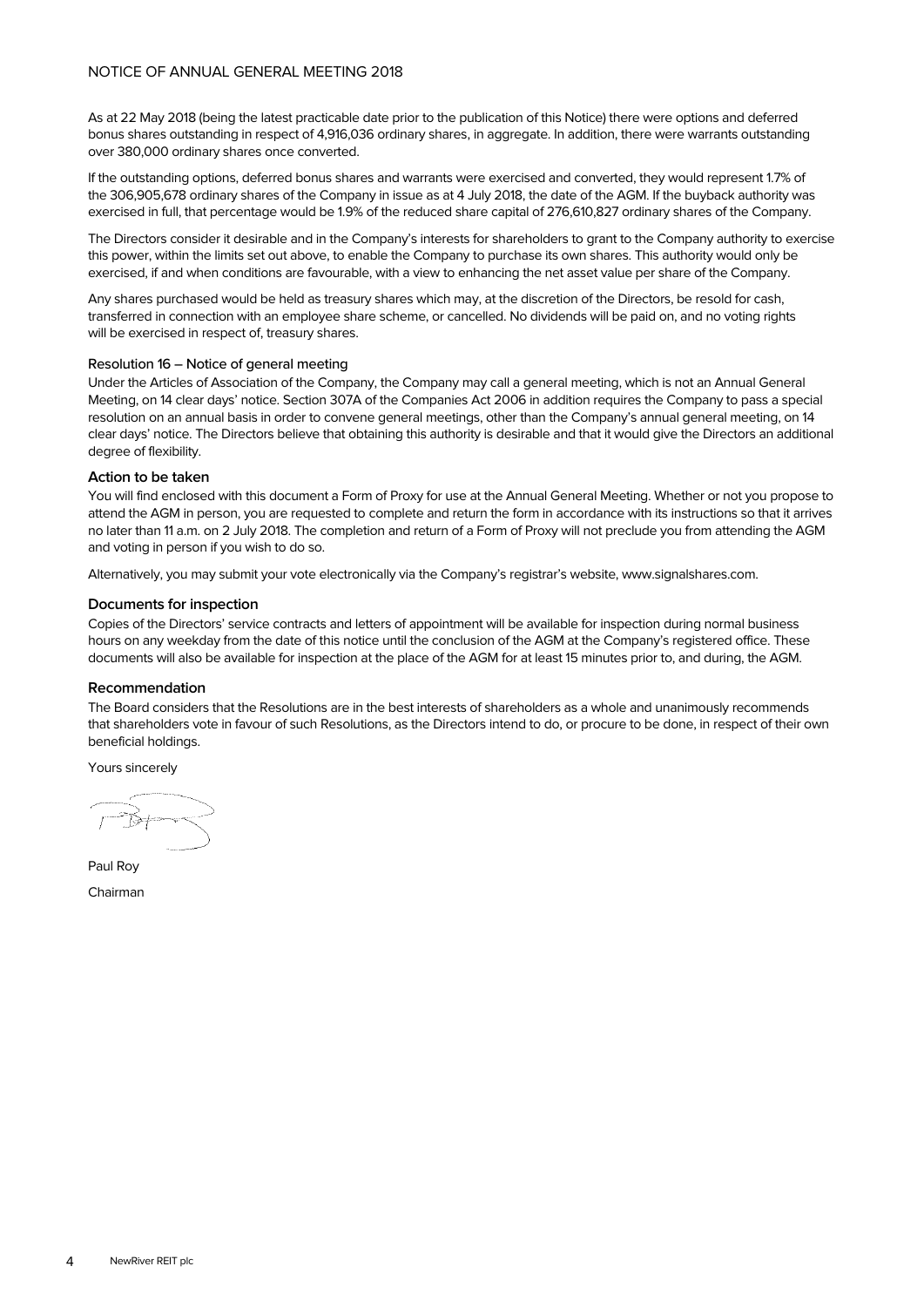As at 22 May 2018 (being the latest practicable date prior to the publication of this Notice) there were options and deferred bonus shares outstanding in respect of 4,916,036 ordinary shares, in aggregate. In addition, there were warrants outstanding over 380,000 ordinary shares once converted.

If the outstanding options, deferred bonus shares and warrants were exercised and converted, they would represent 1.7% of the 306,905,678 ordinary shares of the Company in issue as at 4 July 2018, the date of the AGM. If the buyback authority was exercised in full, that percentage would be 1.9% of the reduced share capital of 276,610,827 ordinary shares of the Company.

The Directors consider it desirable and in the Company's interests for shareholders to grant to the Company authority to exercise this power, within the limits set out above, to enable the Company to purchase its own shares. This authority would only be exercised, if and when conditions are favourable, with a view to enhancing the net asset value per share of the Company.

Any shares purchased would be held as treasury shares which may, at the discretion of the Directors, be resold for cash, transferred in connection with an employee share scheme, or cancelled. No dividends will be paid on, and no voting rights will be exercised in respect of, treasury shares.

### Resolution 16 – Notice of general meeting

Under the Articles of Association of the Company, the Company may call a general meeting, which is not an Annual General Meeting, on 14 clear days' notice. Section 307A of the Companies Act 2006 in addition requires the Company to pass a special resolution on an annual basis in order to convene general meetings, other than the Company's annual general meeting, on 14 clear days' notice. The Directors believe that obtaining this authority is desirable and that it would give the Directors an additional degree of flexibility.

## Action to be taken

You will find enclosed with this document a Form of Proxy for use at the Annual General Meeting. Whether or not you propose to attend the AGM in person, you are requested to complete and return the form in accordance with its instructions so that it arrives no later than 11 a.m. on 2 July 2018. The completion and return of a Form of Proxy will not preclude you from attending the AGM and voting in person if you wish to do so.

Alternatively, you may submit your vote electronically via the Company's registrar's website, www.signalshares.com.

## Documents for inspection

Copies of the Directors' service contracts and letters of appointment will be available for inspection during normal business hours on any weekday from the date of this notice until the conclusion of the AGM at the Company's registered office. These documents will also be available for inspection at the place of the AGM for at least 15 minutes prior to, and during, the AGM.

## Recommendation

The Board considers that the Resolutions are in the best interests of shareholders as a whole and unanimously recommends that shareholders vote in favour of such Resolutions, as the Directors intend to do, or procure to be done, in respect of their own beneficial holdings.

Yours sincerely

Paul Roy

Chairman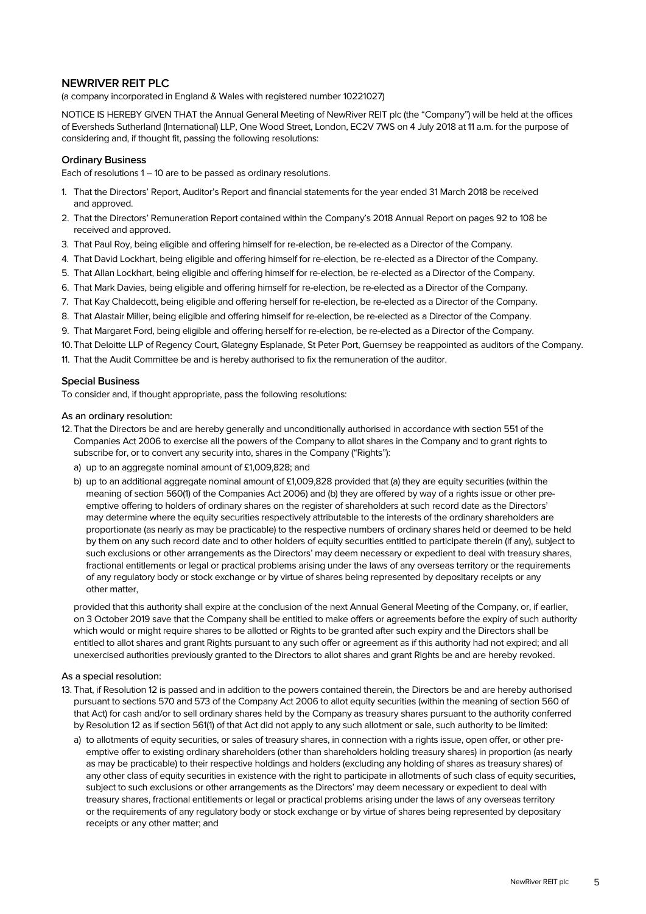## NEWRIVER REIT PLC

(a company incorporated in England & Wales with registered number 10221027)

NOTICE IS HEREBY GIVEN THAT the Annual General Meeting of NewRiver REIT plc (the "Company") will be held at the offices of Eversheds Sutherland (International) LLP, One Wood Street, London, EC2V 7WS on 4 July 2018 at 11 a.m. for the purpose of considering and, if thought fit, passing the following resolutions:

### Ordinary Business

Each of resolutions 1 – 10 are to be passed as ordinary resolutions.

1. That the Directors' Report, Auditor's Report and financial statements for the year ended 31 March 2018 be received and approved.
2. That the Directors' Remuneration Report contained within the Company's 2018 Annual Report on pages 92 to 108 be received and approved.
3. That Paul Roy, being eligible and offering himself for re-election, be re-elected as a Director of the Company.
4. That David Lockhart, being eligible and offering himself for re-election, be re-elected as a Director of the Company.
5. That Allan Lockhart, being eligible and offering himself for re-election, be re-elected as a Director of the Company.
6. That Mark Davies, being eligible and offering himself for re-election, be re-elected as a Director of the Company.
7. That Kay Chaldecott, being eligible and offering herself for re-election, be re-elected as a Director of the Company.
8. That Alastair Miller, being eligible and offering himself for re-election, be re-elected as a Director of the Company.
9. That Margaret Ford, being eligible and offering herself for re-election, be re-elected as a Director of the Company.
10. That Deloitte LLP of Regency Court, Glategny Esplanade, St Peter Port, Guernsey be reappointed as auditors of the Company.
11. That the Audit Committee be and is hereby authorised to fix the remuneration of the auditor.

### Special Business

To consider and, if thought appropriate, pass the following resolutions:

#### As an ordinary resolution:

12. That the Directors be and are hereby generally and unconditionally authorised in accordance with section 551 of the Companies Act 2006 to exercise all the powers of the Company to allot shares in the Company and to grant rights to subscribe for, or to convert any security into, shares in the Company ("Rights"):
    a) up to an aggregate nominal amount of £1,009,828; and
    b) up to an additional aggregate nominal amount of £1,009,828 provided that (a) they are equity securities (within the meaning of section 560(1) of the Companies Act 2006) and (b) they are offered by way of a rights issue or other pre-emptive offering to holders of ordinary shares on the register of shareholders at such record date as the Directors' may determine where the equity securities respectively attributable to the interests of the ordinary shareholders are proportionate (as nearly as may be practicable) to the respective numbers of ordinary shares held or deemed to be held by them on any such record date and to other holders of equity securities entitled to participate therein (if any), subject to such exclusions or other arrangements as the Directors' may deem necessary or expedient to deal with treasury shares, fractional entitlements or legal or practical problems arising under the laws of any overseas territory or the requirements of any regulatory body or stock exchange or by virtue of shares being represented by depositary receipts or any other matter,

    provided that this authority shall expire at the conclusion of the next Annual General Meeting of the Company, or, if earlier, on 3 October 2019 save that the Company shall be entitled to make offers or agreements before the expiry of such authority which would or might require shares to be allotted or Rights to be granted after such expiry and the Directors shall be entitled to allot shares and grant Rights pursuant to any such offer or agreement as if this authority had not expired; and all unexercised authorities previously granted to the Directors to allot shares and grant Rights be and are hereby revoked.

#### As a special resolution:

13. That, if Resolution 12 is passed and in addition to the powers contained therein, the Directors be and are hereby authorised pursuant to sections 570 and 573 of the Company Act 2006 to allot equity securities (within the meaning of section 560 of that Act) for cash and/or to sell ordinary shares held by the Company as treasury shares pursuant to the authority conferred by Resolution 12 as if section 561(1) of that Act did not apply to any such allotment or sale, such authority to be limited:
    a) to allotments of equity securities, or sales of treasury shares, in connection with a rights issue, open offer, or other pre-emptive offer to existing ordinary shareholders (other than shareholders holding treasury shares) in proportion (as nearly as may be practicable) to their respective holdings and holders (excluding any holding of shares as treasury shares) of any other class of equity securities in existence with the right to participate in allotments of such class of equity securities, subject to such exclusions or other arrangements as the Directors' may deem necessary or expedient to deal with treasury shares, fractional entitlements or legal or practical problems arising under the laws of any overseas territory or the requirements of any regulatory body or stock exchange or by virtue of shares being represented by depositary receipts or any other matter; and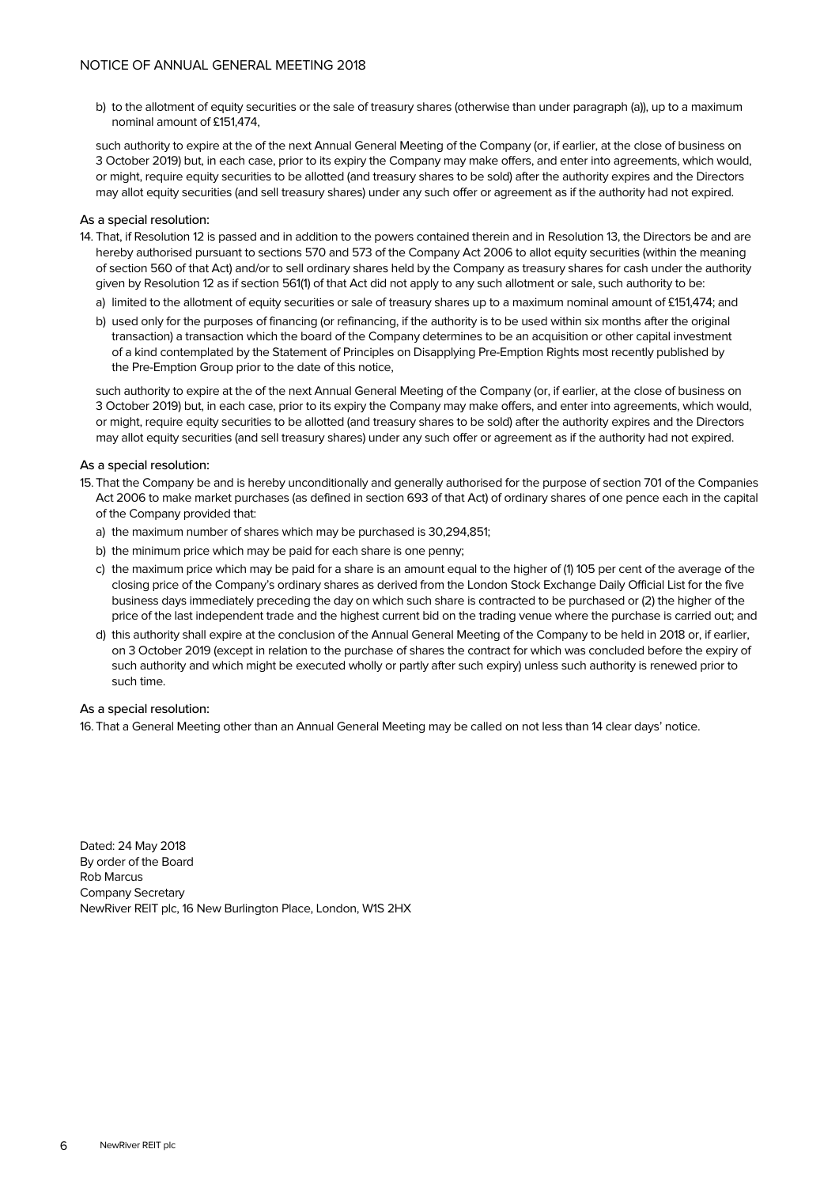b) to the allotment of equity securities or the sale of treasury shares (otherwise than under paragraph (a)), up to a maximum nominal amount of £151,474,

such authority to expire at the of the next Annual General Meeting of the Company (or, if earlier, at the close of business on 3 October 2019) but, in each case, prior to its expiry the Company may make offers, and enter into agreements, which would, or might, require equity securities to be allotted (and treasury shares to be sold) after the authority expires and the Directors may allot equity securities (and sell treasury shares) under any such offer or agreement as if the authority had not expired.

As a special resolution:

14. That, if Resolution 12 is passed and in addition to the powers contained therein and in Resolution 13, the Directors be and are hereby authorised pursuant to sections 570 and 573 of the Company Act 2006 to allot equity securities (within the meaning of section 560 of that Act) and/or to sell ordinary shares held by the Company as treasury shares for cash under the authority given by Resolution 12 as if section 561(1) of that Act did not apply to any such allotment or sale, such authority to be:

   a) limited to the allotment of equity securities or sale of treasury shares up to a maximum nominal amount of £151,474; and

   b) used only for the purposes of financing (or refinancing, if the authority is to be used within six months after the original transaction) a transaction which the board of the Company determines to be an acquisition or other capital investment of a kind contemplated by the Statement of Principles on Disapplying Pre-Emption Rights most recently published by the Pre-Emption Group prior to the date of this notice,

   such authority to expire at the of the next Annual General Meeting of the Company (or, if earlier, at the close of business on 3 October 2019) but, in each case, prior to its expiry the Company may make offers, and enter into agreements, which would, or might, require equity securities to be allotted (and treasury shares to be sold) after the authority expires and the Directors may allot equity securities (and sell treasury shares) under any such offer or agreement as if the authority had not expired.

As a special resolution:

15. That the Company be and is hereby unconditionally and generally authorised for the purpose of section 701 of the Companies Act 2006 to make market purchases (as defined in section 693 of that Act) of ordinary shares of one pence each in the capital of the Company provided that:

   a) the maximum number of shares which may be purchased is 30,294,851;

   b) the minimum price which may be paid for each share is one penny;

   c) the maximum price which may be paid for a share is an amount equal to the higher of (1) 105 per cent of the average of the closing price of the Company's ordinary shares as derived from the London Stock Exchange Daily Official List for the five business days immediately preceding the day on which such share is contracted to be purchased or (2) the higher of the price of the last independent trade and the highest current bid on the trading venue where the purchase is carried out; and

   d) this authority shall expire at the conclusion of the Annual General Meeting of the Company to be held in 2018 or, if earlier, on 3 October 2019 (except in relation to the purchase of shares the contract for which was concluded before the expiry of such authority and which might be executed wholly or partly after such expiry) unless such authority is renewed prior to such time.

As a special resolution:

16. That a General Meeting other than an Annual General Meeting may be called on not less than 14 clear days' notice.

Dated: 24 May 2018
By order of the Board
Rob Marcus
Company Secretary
NewRiver REIT plc, 16 New Burlington Place, London, W1S 2HX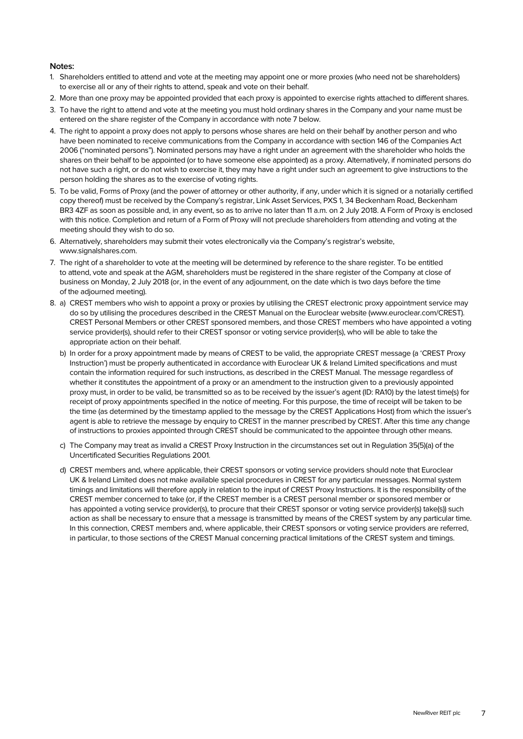**Notes:**

1. Shareholders entitled to attend and vote at the meeting may appoint one or more proxies (who need not be shareholders) to exercise all or any of their rights to attend, speak and vote on their behalf.
2. More than one proxy may be appointed provided that each proxy is appointed to exercise rights attached to different shares.
3. To have the right to attend and vote at the meeting you must hold ordinary shares in the Company and your name must be entered on the share register of the Company in accordance with note 7 below.
4. The right to appoint a proxy does not apply to persons whose shares are held on their behalf by another person and who have been nominated to receive communications from the Company in accordance with section 146 of the Companies Act 2006 ("nominated persons"). Nominated persons may have a right under an agreement with the shareholder who holds the shares on their behalf to be appointed (or to have someone else appointed) as a proxy. Alternatively, if nominated persons do not have such a right, or do not wish to exercise it, they may have a right under such an agreement to give instructions to the person holding the shares as to the exercise of voting rights.
5. To be valid, Forms of Proxy (and the power of attorney or other authority, if any, under which it is signed or a notarially certified copy thereof) must be received by the Company's registrar, Link Asset Services, PXS 1, 34 Beckenham Road, Beckenham BR3 4ZF as soon as possible and, in any event, so as to arrive no later than 11 a.m. on 2 July 2018. A Form of Proxy is enclosed with this notice. Completion and return of a Form of Proxy will not preclude shareholders from attending and voting at the meeting should they wish to do so.
6. Alternatively, shareholders may submit their votes electronically via the Company's registrar's website, www.signalshares.com.
7. The right of a shareholder to vote at the meeting will be determined by reference to the share register. To be entitled to attend, vote and speak at the AGM, shareholders must be registered in the share register of the Company at close of business on Monday, 2 July 2018 (or, in the event of any adjournment, on the date which is two days before the time of the adjourned meeting).
8. a) CREST members who wish to appoint a proxy or proxies by utilising the CREST electronic proxy appointment service may do so by utilising the procedures described in the CREST Manual on the Euroclear website (www.euroclear.com/CREST). CREST Personal Members or other CREST sponsored members, and those CREST members who have appointed a voting service provider(s), should refer to their CREST sponsor or voting service provider(s), who will be able to take the appropriate action on their behalf.

   b) In order for a proxy appointment made by means of CREST to be valid, the appropriate CREST message (a 'CREST Proxy Instruction') must be properly authenticated in accordance with Euroclear UK & Ireland Limited specifications and must contain the information required for such instructions, as described in the CREST Manual. The message regardless of whether it constitutes the appointment of a proxy or an amendment to the instruction given to a previously appointed proxy must, in order to be valid, be transmitted so as to be received by the issuer's agent (ID: RA10) by the latest time(s) for receipt of proxy appointments specified in the notice of meeting. For this purpose, the time of receipt will be taken to be the time (as determined by the timestamp applied to the message by the CREST Applications Host) from which the issuer's agent is able to retrieve the message by enquiry to CREST in the manner prescribed by CREST. After this time any change of instructions to proxies appointed through CREST should be communicated to the appointee through other means.

   c) The Company may treat as invalid a CREST Proxy Instruction in the circumstances set out in Regulation 35(5)(a) of the Uncertificated Securities Regulations 2001.

   d) CREST members and, where applicable, their CREST sponsors or voting service providers should note that Euroclear UK & Ireland Limited does not make available special procedures in CREST for any particular messages. Normal system timings and limitations will therefore apply in relation to the input of CREST Proxy Instructions. It is the responsibility of the CREST member concerned to take (or, if the CREST member is a CREST personal member or sponsored member or has appointed a voting service provider(s), to procure that their CREST sponsor or voting service provider(s) take(s)) such action as shall be necessary to ensure that a message is transmitted by means of the CREST system by any particular time. In this connection, CREST members and, where applicable, their CREST sponsors or voting service providers are referred, in particular, to those sections of the CREST Manual concerning practical limitations of the CREST system and timings.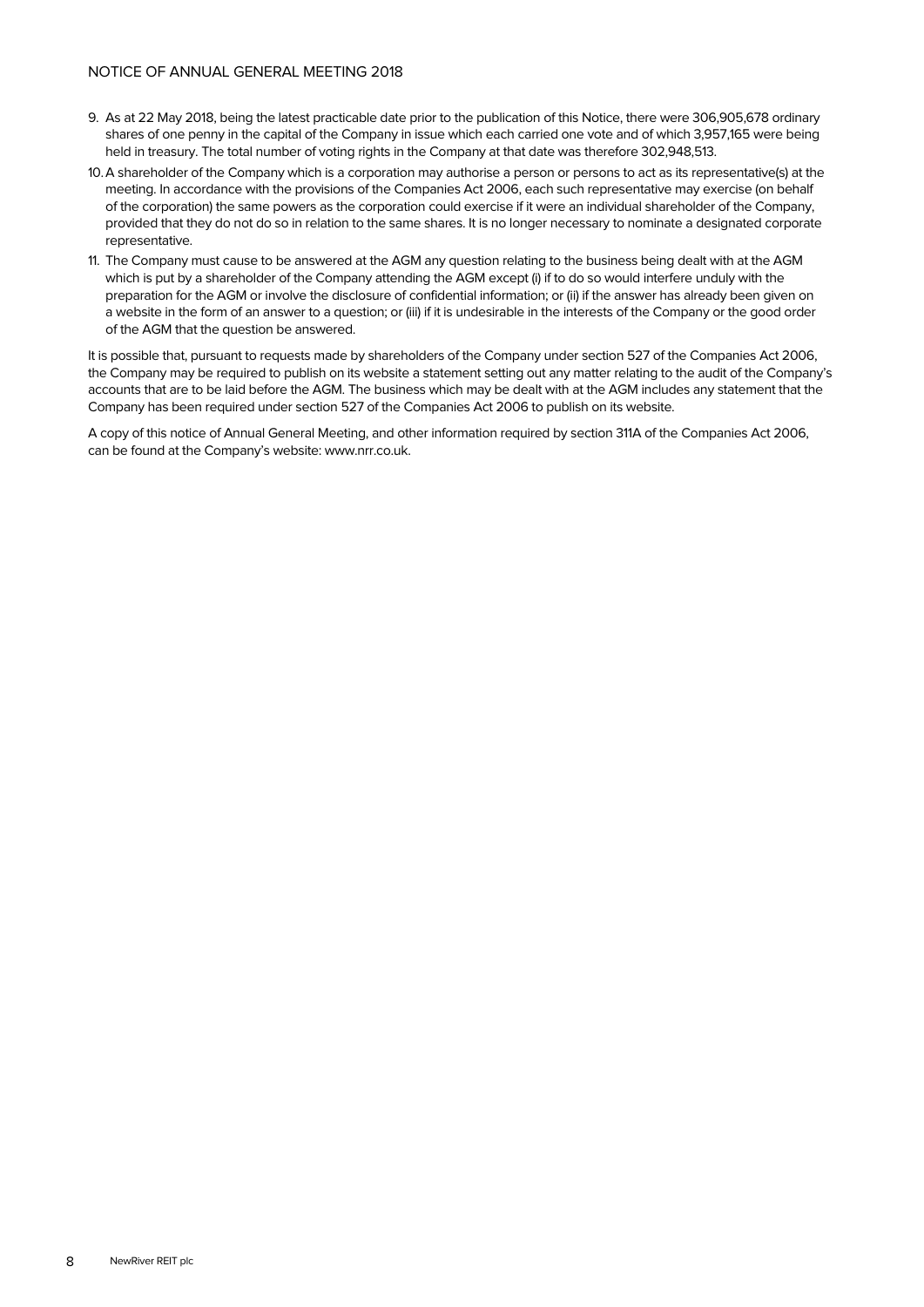9. As at 22 May 2018, being the latest practicable date prior to the publication of this Notice, there were 306,905,678 ordinary shares of one penny in the capital of the Company in issue which each carried one vote and of which 3,957,165 were being held in treasury. The total number of voting rights in the Company at that date was therefore 302,948,513.

10. A shareholder of the Company which is a corporation may authorise a person or persons to act as its representative(s) at the meeting. In accordance with the provisions of the Companies Act 2006, each such representative may exercise (on behalf of the corporation) the same powers as the corporation could exercise if it were an individual shareholder of the Company, provided that they do not do so in relation to the same shares. It is no longer necessary to nominate a designated corporate representative.

11. The Company must cause to be answered at the AGM any question relating to the business being dealt with at the AGM which is put by a shareholder of the Company attending the AGM except (i) if to do so would interfere unduly with the preparation for the AGM or involve the disclosure of confidential information; or (ii) if the answer has already been given on a website in the form of an answer to a question; or (iii) if it is undesirable in the interests of the Company or the good order of the AGM that the question be answered.

It is possible that, pursuant to requests made by shareholders of the Company under section 527 of the Companies Act 2006, the Company may be required to publish on its website a statement setting out any matter relating to the audit of the Company's accounts that are to be laid before the AGM. The business which may be dealt with at the AGM includes any statement that the Company has been required under section 527 of the Companies Act 2006 to publish on its website.

A copy of this notice of Annual General Meeting, and other information required by section 311A of the Companies Act 2006, can be found at the Company's website: www.nrr.co.uk.